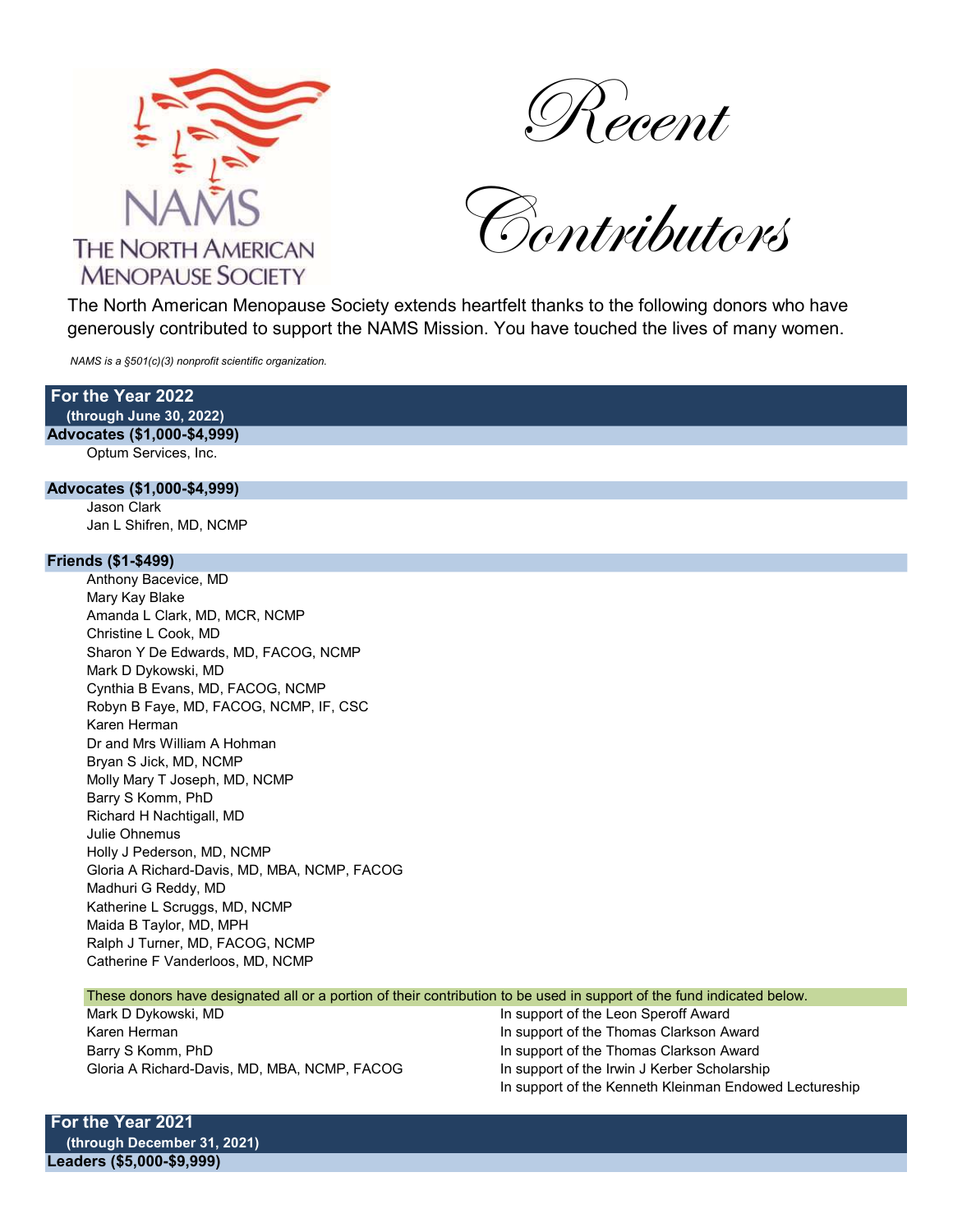# Recent Contributors

The North American Menopause Society extends heartfelt thanks to the following donors who have generously contributed to support the NAMS Mission. You have touched the lives of many women.

*NAMS is a §501(c)(3) nonprofit scientific organization.*

## For the Year 2022
**(through June 30, 2022)**

### Advocates ($1,000-$4,999)

Optum Services, Inc.

### Advocates ($1,000-$4,999)

Jason Clark
Jan L Shifren, MD, NCMP

### Friends ($1-$499)

Anthony Bacevice, MD
Mary Kay Blake
Amanda L Clark, MD, MCR, NCMP
Christine L Cook, MD
Sharon Y De Edwards, MD, FACOG, NCMP
Mark D Dykowski, MD
Cynthia B Evans, MD, FACOG, NCMP
Robyn B Faye, MD, FACOG, NCMP, IF, CSC
Karen Herman
Dr and Mrs William A Hohman
Bryan S Jick, MD, NCMP
Molly Mary T Joseph, MD, NCMP
Barry S Komm, PhD
Richard H Nachtigall, MD
Julie Ohnemus
Holly J Pederson, MD, NCMP
Gloria A Richard-Davis, MD, MBA, NCMP, FACOG
Madhuri G Reddy, MD
Katherine L Scruggs, MD, NCMP
Maida B Taylor, MD, MPH
Ralph J Turner, MD, FACOG, NCMP
Catherine F Vanderloos, MD, NCMP

These donors have designated all or a portion of their contribution to be used in support of the fund indicated below.

| Donor | Fund |
| --- | --- |
| Mark D Dykowski, MD | In support of the Leon Speroff Award |
| Karen Herman | In support of the Thomas Clarkson Award |
| Barry S Komm, PhD | In support of the Thomas Clarkson Award |
| Gloria A Richard-Davis, MD, MBA, NCMP, FACOG | In support of the Irwin J Kerber Scholarship |
| | In support of the Kenneth Kleinman Endowed Lectureship |

## For the Year 2021
**(through December 31, 2021)**

### Leaders ($5,000-$9,999)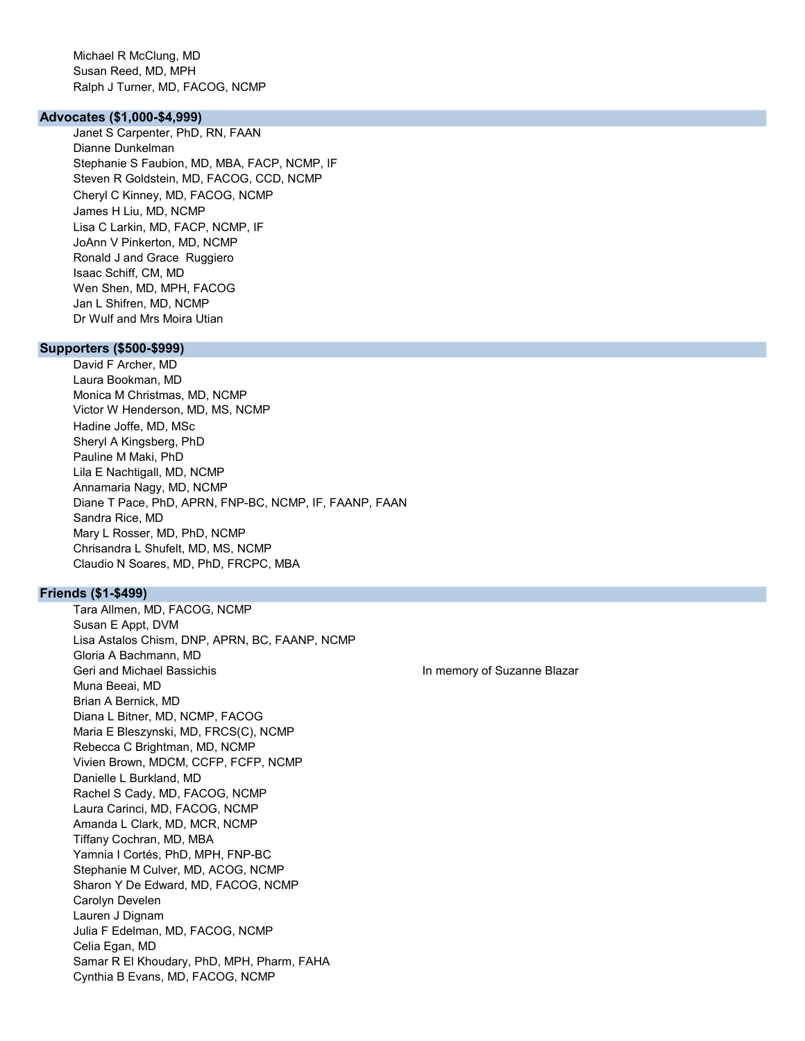Michael R McClung, MD
Susan Reed, MD, MPH
Ralph J Turner, MD, FACOG, NCMP

## Advocates ($1,000-$4,999)

Janet S Carpenter, PhD, RN, FAAN
Dianne Dunkelman
Stephanie S Faubion, MD, MBA, FACP, NCMP, IF
Steven R Goldstein, MD, FACOG, CCD, NCMP
Cheryl C Kinney, MD, FACOG, NCMP
James H Liu, MD, NCMP
Lisa C Larkin, MD, FACP, NCMP, IF
JoAnn V Pinkerton, MD, NCMP
Ronald J and Grace Ruggiero
Isaac Schiff, CM, MD
Wen Shen, MD, MPH, FACOG
Jan L Shifren, MD, NCMP
Dr Wulf and Mrs Moira Utian

## Supporters ($500-$999)

David F Archer, MD
Laura Bookman, MD
Monica M Christmas, MD, NCMP
Victor W Henderson, MD, MS, NCMP
Hadine Joffe, MD, MSc
Sheryl A Kingsberg, PhD
Pauline M Maki, PhD
Lila E Nachtigall, MD, NCMP
Annamaria Nagy, MD, NCMP
Diane T Pace, PhD, APRN, FNP-BC, NCMP, IF, FAANP, FAAN
Sandra Rice, MD
Mary L Rosser, MD, PhD, NCMP
Chrisandra L Shufelt, MD, MS, NCMP
Claudio N Soares, MD, PhD, FRCPC, MBA

## Friends ($1-$499)

Tara Allmen, MD, FACOG, NCMP
Susan E Appt, DVM
Lisa Astalos Chism, DNP, APRN, BC, FAANP, NCMP
Gloria A Bachmann, MD
Geri and Michael Bassichis — In memory of Suzanne Blazar
Muna Beeai, MD
Brian A Bernick, MD
Diana L Bitner, MD, NCMP, FACOG
Maria E Bleszynski, MD, FRCS(C), NCMP
Rebecca C Brightman, MD, NCMP
Vivien Brown, MDCM, CCFP, FCFP, NCMP
Danielle L Burkland, MD
Rachel S Cady, MD, FACOG, NCMP
Laura Carinci, MD, FACOG, NCMP
Amanda L Clark, MD, MCR, NCMP
Tiffany Cochran, MD, MBA
Yamnia I Cortés, PhD, MPH, FNP-BC
Stephanie M Culver, MD, ACOG, NCMP
Sharon Y De Edward, MD, FACOG, NCMP
Carolyn Develen
Lauren J Dignam
Julia F Edelman, MD, FACOG, NCMP
Celia Egan, MD
Samar R El Khoudary, PhD, MPH, Pharm, FAHA
Cynthia B Evans, MD, FACOG, NCMP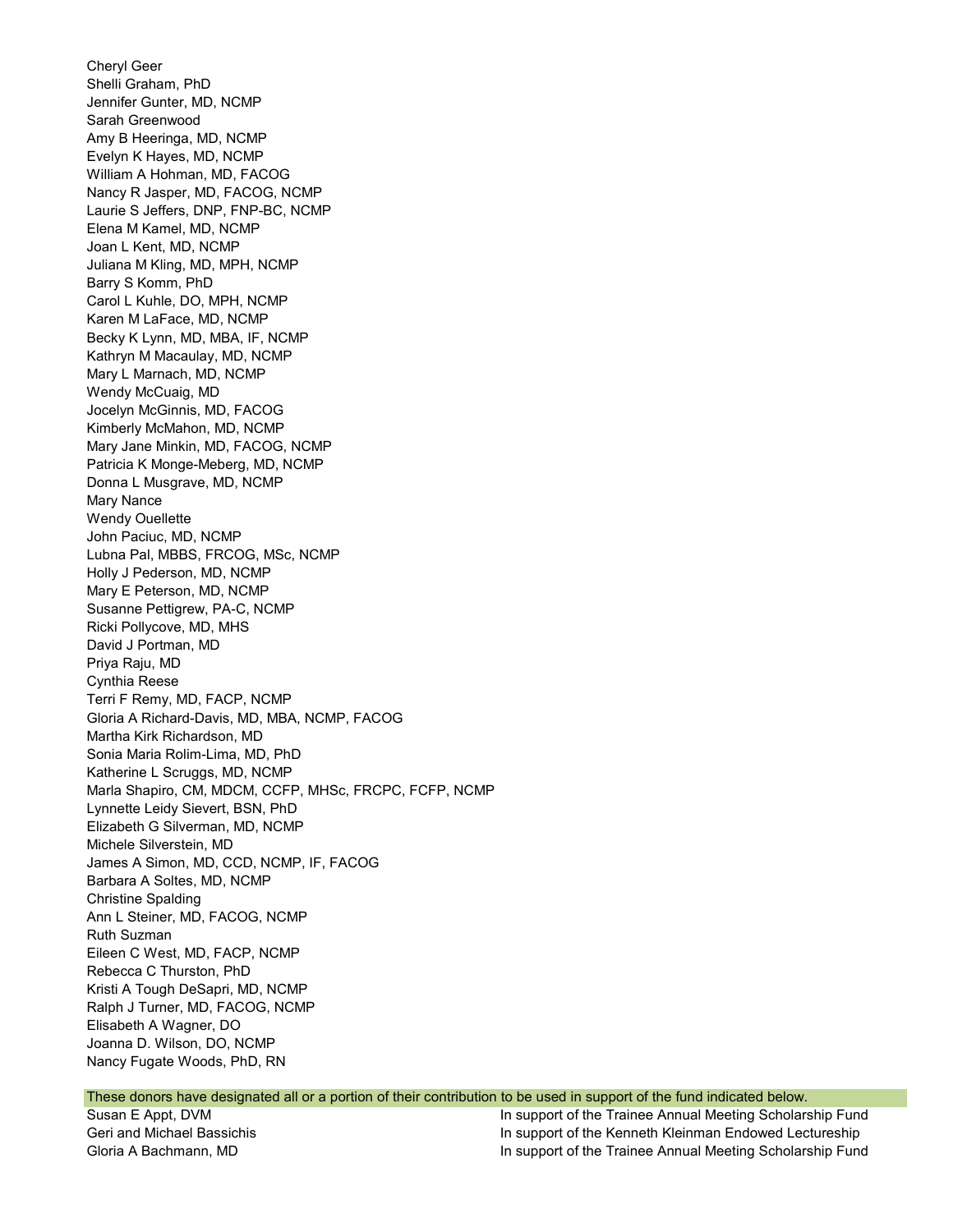Cheryl Geer
Shelli Graham, PhD
Jennifer Gunter, MD, NCMP
Sarah Greenwood
Amy B Heeringa, MD, NCMP
Evelyn K Hayes, MD, NCMP
William A Hohman, MD, FACOG
Nancy R Jasper, MD, FACOG, NCMP
Laurie S Jeffers, DNP, FNP-BC, NCMP
Elena M Kamel, MD, NCMP
Joan L Kent, MD, NCMP
Juliana M Kling, MD, MPH, NCMP
Barry S Komm, PhD
Carol L Kuhle, DO, MPH, NCMP
Karen M LaFace, MD, NCMP
Becky K Lynn, MD, MBA, IF, NCMP
Kathryn M Macaulay, MD, NCMP
Mary L Marnach, MD, NCMP
Wendy McCuaig, MD
Jocelyn McGinnis, MD, FACOG
Kimberly McMahon, MD, NCMP
Mary Jane Minkin, MD, FACOG, NCMP
Patricia K Monge-Meberg, MD, NCMP
Donna L Musgrave, MD, NCMP
Mary Nance
Wendy Ouellette
John Paciuc, MD, NCMP
Lubna Pal, MBBS, FRCOG, MSc, NCMP
Holly J Pederson, MD, NCMP
Mary E Peterson, MD, NCMP
Susanne Pettigrew, PA-C, NCMP
Ricki Pollycove, MD, MHS
David J Portman, MD
Priya Raju, MD
Cynthia Reese
Terri F Remy, MD, FACP, NCMP
Gloria A Richard-Davis, MD, MBA, NCMP, FACOG
Martha Kirk Richardson, MD
Sonia Maria Rolim-Lima, MD, PhD
Katherine L Scruggs, MD, NCMP
Marla Shapiro, CM, MDCM, CCFP, MHSc, FRCPC, FCFP, NCMP
Lynnette Leidy Sievert, BSN, PhD
Elizabeth G Silverman, MD, NCMP
Michele Silverstein, MD
James A Simon, MD, CCD, NCMP, IF, FACOG
Barbara A Soltes, MD, NCMP
Christine Spalding
Ann L Steiner, MD, FACOG, NCMP
Ruth Suzman
Eileen C West, MD, FACP, NCMP
Rebecca C Thurston, PhD
Kristi A Tough DeSapri, MD, NCMP
Ralph J Turner, MD, FACOG, NCMP
Elisabeth A Wagner, DO
Joanna D. Wilson, DO, NCMP
Nancy Fugate Woods, PhD, RN

These donors have designated all or a portion of their contribution to be used in support of the fund indicated below.

| | |
|---|---|
| Susan E Appt, DVM | In support of the Trainee Annual Meeting Scholarship Fund |
| Geri and Michael Bassichis | In support of the Kenneth Kleinman Endowed Lectureship |
| Gloria A Bachmann, MD | In support of the Trainee Annual Meeting Scholarship Fund |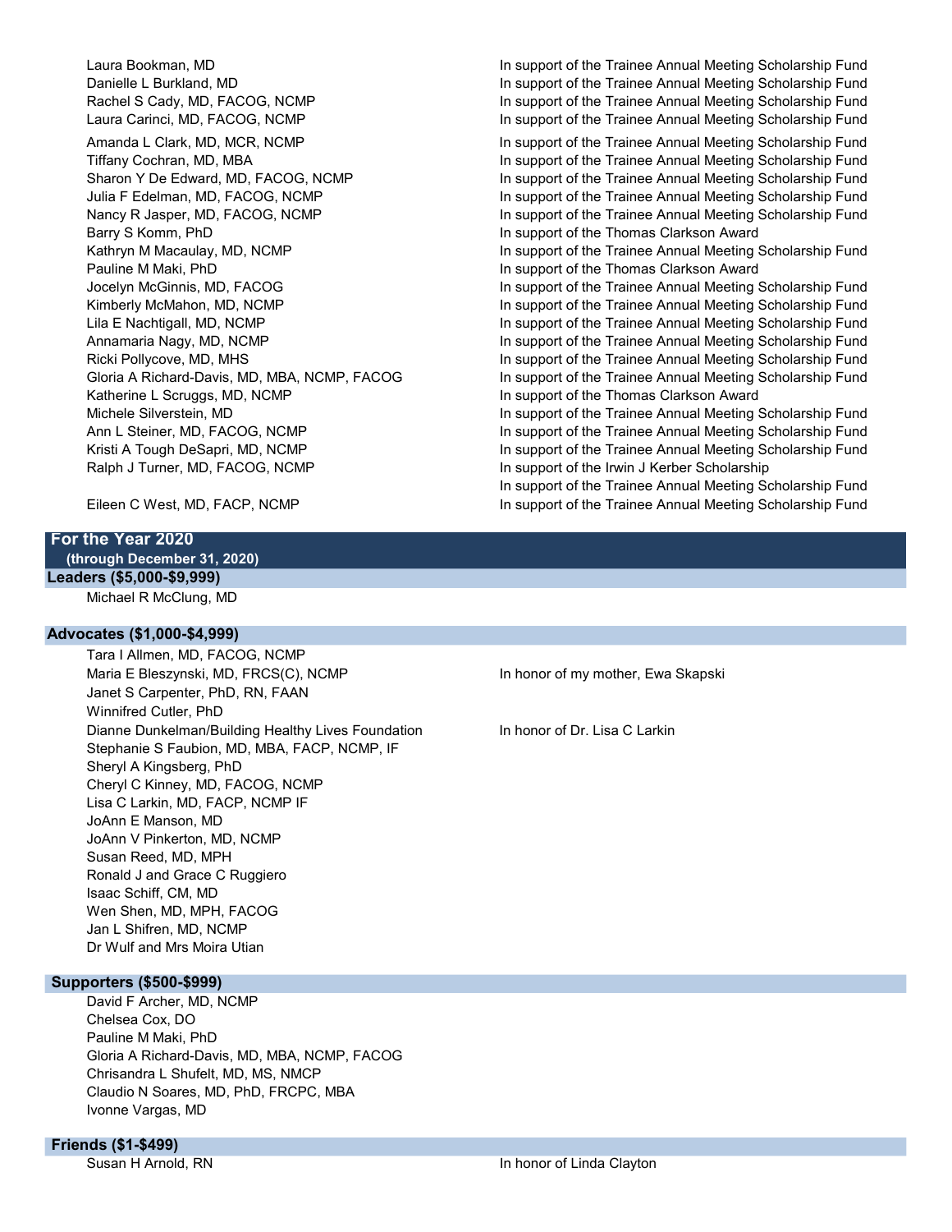| | |
|---|---|
| Laura Bookman, MD | In support of the Trainee Annual Meeting Scholarship Fund |
| Danielle L Burkland, MD | In support of the Trainee Annual Meeting Scholarship Fund |
| Rachel S Cady, MD, FACOG, NCMP | In support of the Trainee Annual Meeting Scholarship Fund |
| Laura Carinci, MD, FACOG, NCMP | In support of the Trainee Annual Meeting Scholarship Fund |
| Amanda L Clark, MD, MCR, NCMP | In support of the Trainee Annual Meeting Scholarship Fund |
| Tiffany Cochran, MD, MBA | In support of the Trainee Annual Meeting Scholarship Fund |
| Sharon Y De Edward, MD, FACOG, NCMP | In support of the Trainee Annual Meeting Scholarship Fund |
| Julia F Edelman, MD, FACOG, NCMP | In support of the Trainee Annual Meeting Scholarship Fund |
| Nancy R Jasper, MD, FACOG, NCMP | In support of the Trainee Annual Meeting Scholarship Fund |
| Barry S Komm, PhD | In support of the Thomas Clarkson Award |
| Kathryn M Macaulay, MD, NCMP | In support of the Trainee Annual Meeting Scholarship Fund |
| Pauline M Maki, PhD | In support of the Thomas Clarkson Award |
| Jocelyn McGinnis, MD, FACOG | In support of the Trainee Annual Meeting Scholarship Fund |
| Kimberly McMahon, MD, NCMP | In support of the Trainee Annual Meeting Scholarship Fund |
| Lila E Nachtigall, MD, NCMP | In support of the Trainee Annual Meeting Scholarship Fund |
| Annamaria Nagy, MD, NCMP | In support of the Trainee Annual Meeting Scholarship Fund |
| Ricki Pollycove, MD, MHS | In support of the Trainee Annual Meeting Scholarship Fund |
| Gloria A Richard-Davis, MD, MBA, NCMP, FACOG | In support of the Trainee Annual Meeting Scholarship Fund |
| Katherine L Scruggs, MD, NCMP | In support of the Thomas Clarkson Award |
| Michele Silverstein, MD | In support of the Trainee Annual Meeting Scholarship Fund |
| Ann L Steiner, MD, FACOG, NCMP | In support of the Trainee Annual Meeting Scholarship Fund |
| Kristi A Tough DeSapri, MD, NCMP | In support of the Trainee Annual Meeting Scholarship Fund |
| Ralph J Turner, MD, FACOG, NCMP | In support of the Irwin J Kerber Scholarship<br>In support of the Trainee Annual Meeting Scholarship Fund |
| Eileen C West, MD, FACP, NCMP | In support of the Trainee Annual Meeting Scholarship Fund |

## For the Year 2020
**(through December 31, 2020)**

### Leaders ($5,000-$9,999)

Michael R McClung, MD

### Advocates ($1,000-$4,999)

| | |
|---|---|
| Tara I Allmen, MD, FACOG, NCMP | |
| Maria E Bleszynski, MD, FRCS(C), NCMP | In honor of my mother, Ewa Skapski |
| Janet S Carpenter, PhD, RN, FAAN | |
| Winnifred Cutler, PhD | |
| Dianne Dunkelman/Building Healthy Lives Foundation | In honor of Dr. Lisa C Larkin |
| Stephanie S Faubion, MD, MBA, FACP, NCMP, IF | |
| Sheryl A Kingsberg, PhD | |
| Cheryl C Kinney, MD, FACOG, NCMP | |
| Lisa C Larkin, MD, FACP, NCMP IF | |
| JoAnn E Manson, MD | |
| JoAnn V Pinkerton, MD, NCMP | |
| Susan Reed, MD, MPH | |
| Ronald J and Grace C Ruggiero | |
| Isaac Schiff, CM, MD | |
| Wen Shen, MD, MPH, FACOG | |
| Jan L Shifren, MD, NCMP | |
| Dr Wulf and Mrs Moira Utian | |

### Supporters ($500-$999)

David F Archer, MD, NCMP
Chelsea Cox, DO
Pauline M Maki, PhD
Gloria A Richard-Davis, MD, MBA, NCMP, FACOG
Chrisandra L Shufelt, MD, MS, NMCP
Claudio N Soares, MD, PhD, FRCPC, MBA
Ivonne Vargas, MD

### Friends ($1-$499)

| | |
|---|---|
| Susan H Arnold, RN | In honor of Linda Clayton |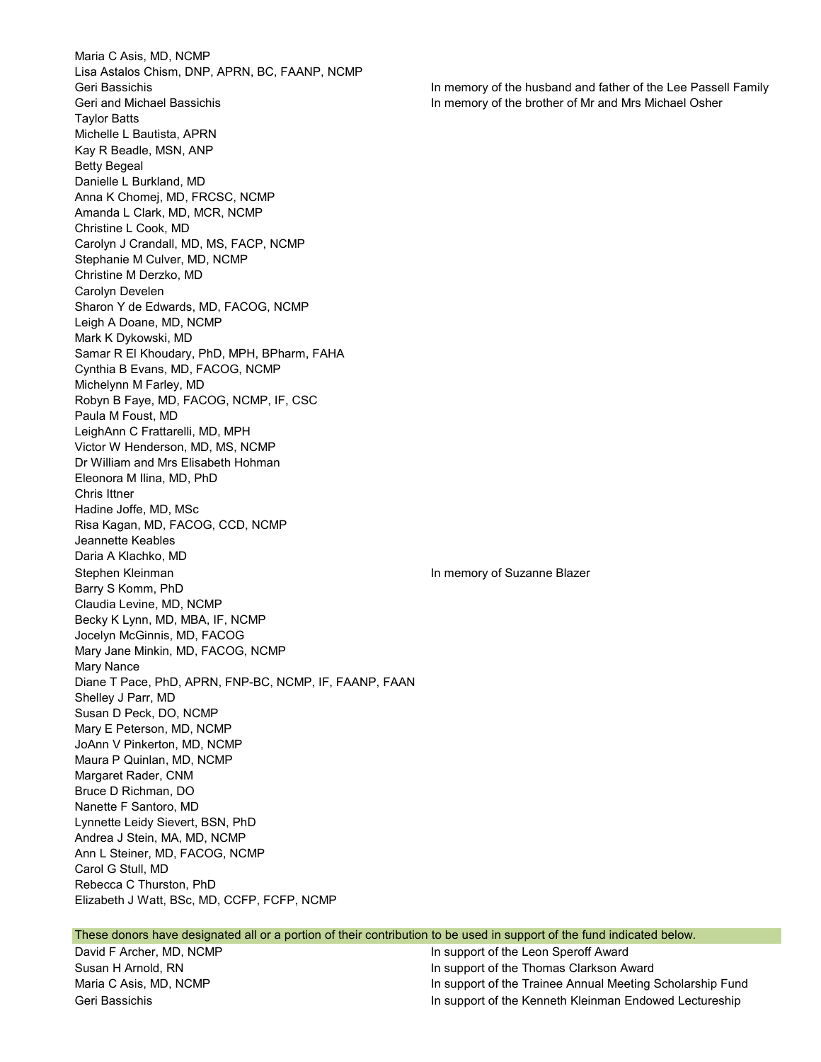| | |
|---|---|
| Maria C Asis, MD, NCMP | |
| Lisa Astalos Chism, DNP, APRN, BC, FAANP, NCMP | |
| Geri Bassichis | In memory of the husband and father of the Lee Passell Family |
| Geri and Michael Bassichis | In memory of the brother of Mr and Mrs Michael Osher |
| Taylor Batts | |
| Michelle L Bautista, APRN | |
| Kay R Beadle, MSN, ANP | |
| Betty Begeal | |
| Danielle L Burkland, MD | |
| Anna K Chomej, MD, FRCSC, NCMP | |
| Amanda L Clark, MD, MCR, NCMP | |
| Christine L Cook, MD | |
| Carolyn J Crandall, MD, MS, FACP, NCMP | |
| Stephanie M Culver, MD, NCMP | |
| Christine M Derzko, MD | |
| Carolyn Develen | |
| Sharon Y de Edwards, MD, FACOG, NCMP | |
| Leigh A Doane, MD, NCMP | |
| Mark K Dykowski, MD | |
| Samar R El Khoudary, PhD, MPH, BPharm, FAHA | |
| Cynthia B Evans, MD, FACOG, NCMP | |
| Michelynn M Farley, MD | |
| Robyn B Faye, MD, FACOG, NCMP, IF, CSC | |
| Paula M Foust, MD | |
| LeighAnn C Frattarelli, MD, MPH | |
| Victor W Henderson, MD, MS, NCMP | |
| Dr William and Mrs Elisabeth Hohman | |
| Eleonora M Ilina, MD, PhD | |
| Chris Ittner | |
| Hadine Joffe, MD, MSc | |
| Risa Kagan, MD, FACOG, CCD, NCMP | |
| Jeannette Keables | |
| Daria A Klachko, MD | |
| Stephen Kleinman | In memory of Suzanne Blazer |
| Barry S Komm, PhD | |
| Claudia Levine, MD, NCMP | |
| Becky K Lynn, MD, MBA, IF, NCMP | |
| Jocelyn McGinnis, MD, FACOG | |
| Mary Jane Minkin, MD, FACOG, NCMP | |
| Mary Nance | |
| Diane T Pace, PhD, APRN, FNP-BC, NCMP, IF, FAANP, FAAN | |
| Shelley J Parr, MD | |
| Susan D Peck, DO, NCMP | |
| Mary E Peterson, MD, NCMP | |
| JoAnn V Pinkerton, MD, NCMP | |
| Maura P Quinlan, MD, NCMP | |
| Margaret Rader, CNM | |
| Bruce D Richman, DO | |
| Nanette F Santoro, MD | |
| Lynnette Leidy Sievert, BSN, PhD | |
| Andrea J Stein, MA, MD, NCMP | |
| Ann L Steiner, MD, FACOG, NCMP | |
| Carol G Stull, MD | |
| Rebecca C Thurston, PhD | |
| Elizabeth J Watt, BSc, MD, CCFP, FCFP, NCMP | |

These donors have designated all or a portion of their contribution to be used in support of the fund indicated below.

| | |
|---|---|
| David F Archer, MD, NCMP | In support of the Leon Speroff Award |
| Susan H Arnold, RN | In support of the Thomas Clarkson Award |
| Maria C Asis, MD, NCMP | In support of the Trainee Annual Meeting Scholarship Fund |
| Geri Bassichis | In support of the Kenneth Kleinman Endowed Lectureship |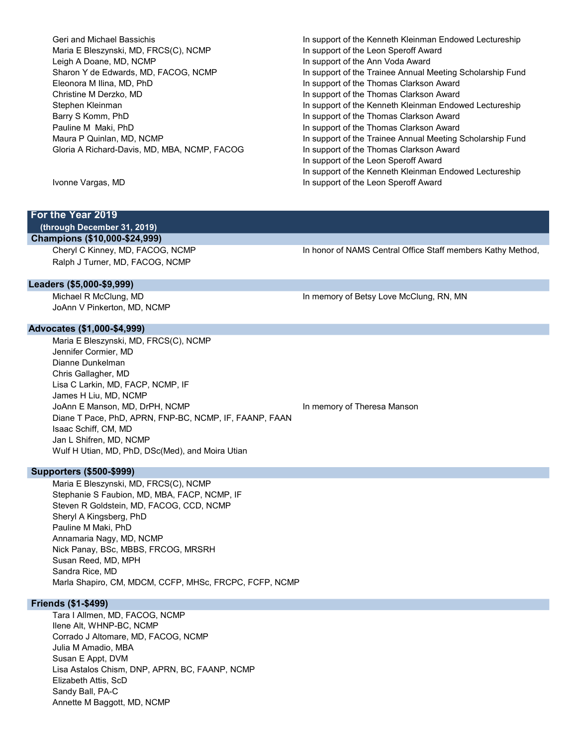| Donor | Designation |
|---|---|
| Geri and Michael Bassichis | In support of the Kenneth Kleinman Endowed Lectureship |
| Maria E Bleszynski, MD, FRCS(C), NCMP | In support of the Leon Speroff Award |
| Leigh A Doane, MD, NCMP | In support of the Ann Voda Award |
| Sharon Y de Edwards, MD, FACOG, NCMP | In support of the Trainee Annual Meeting Scholarship Fund |
| Eleonora M Ilina, MD, PhD | In support of the Thomas Clarkson Award |
| Christine M Derzko, MD | In support of the Thomas Clarkson Award |
| Stephen Kleinman | In support of the Kenneth Kleinman Endowed Lectureship |
| Barry S Komm, PhD | In support of the Thomas Clarkson Award |
| Pauline M Maki, PhD | In support of the Thomas Clarkson Award |
| Maura P Quinlan, MD, NCMP | In support of the Trainee Annual Meeting Scholarship Fund |
| Gloria A Richard-Davis, MD, MBA, NCMP, FACOG | In support of the Thomas Clarkson Award |
| | In support of the Leon Speroff Award |
| | In support of the Kenneth Kleinman Endowed Lectureship |
| Ivonne Vargas, MD | In support of the Leon Speroff Award |

## For the Year 2019
**(through December 31, 2019)**

### Champions ($10,000-$24,999)

| Donor | Designation |
|---|---|
| Cheryl C Kinney, MD, FACOG, NCMP | In honor of NAMS Central Office Staff members Kathy Method, |
| Ralph J Turner, MD, FACOG, NCMP | |

### Leaders ($5,000-$9,999)

| Donor | Designation |
|---|---|
| Michael R McClung, MD | In memory of Betsy Love McClung, RN, MN |
| JoAnn V Pinkerton, MD, NCMP | |

### Advocates ($1,000-$4,999)

| Donor | Designation |
|---|---|
| Maria E Bleszynski, MD, FRCS(C), NCMP | |
| Jennifer Cormier, MD | |
| Dianne Dunkelman | |
| Chris Gallagher, MD | |
| Lisa C Larkin, MD, FACP, NCMP, IF | |
| James H Liu, MD, NCMP | |
| JoAnn E Manson, MD, DrPH, NCMP | In memory of Theresa Manson |
| Diane T Pace, PhD, APRN, FNP-BC, NCMP, IF, FAANP, FAAN | |
| Isaac Schiff, CM, MD | |
| Jan L Shifren, MD, NCMP | |
| Wulf H Utian, MD, PhD, DSc(Med), and Moira Utian | |

### Supporters ($500-$999)

- Maria E Bleszynski, MD, FRCS(C), NCMP
- Stephanie S Faubion, MD, MBA, FACP, NCMP, IF
- Steven R Goldstein, MD, FACOG, CCD, NCMP
- Sheryl A Kingsberg, PhD
- Pauline M Maki, PhD
- Annamaria Nagy, MD, NCMP
- Nick Panay, BSc, MBBS, FRCOG, MRSRH
- Susan Reed, MD, MPH
- Sandra Rice, MD
- Marla Shapiro, CM, MDCM, CCFP, MHSc, FRCPC, FCFP, NCMP

### Friends ($1-$499)

- Tara I Allmen, MD, FACOG, NCMP
- Ilene Alt, WHNP-BC, NCMP
- Corrado J Altomare, MD, FACOG, NCMP
- Julia M Amadio, MBA
- Susan E Appt, DVM
- Lisa Astalos Chism, DNP, APRN, BC, FAANP, NCMP
- Elizabeth Attis, ScD
- Sandy Ball, PA-C
- Annette M Baggott, MD, NCMP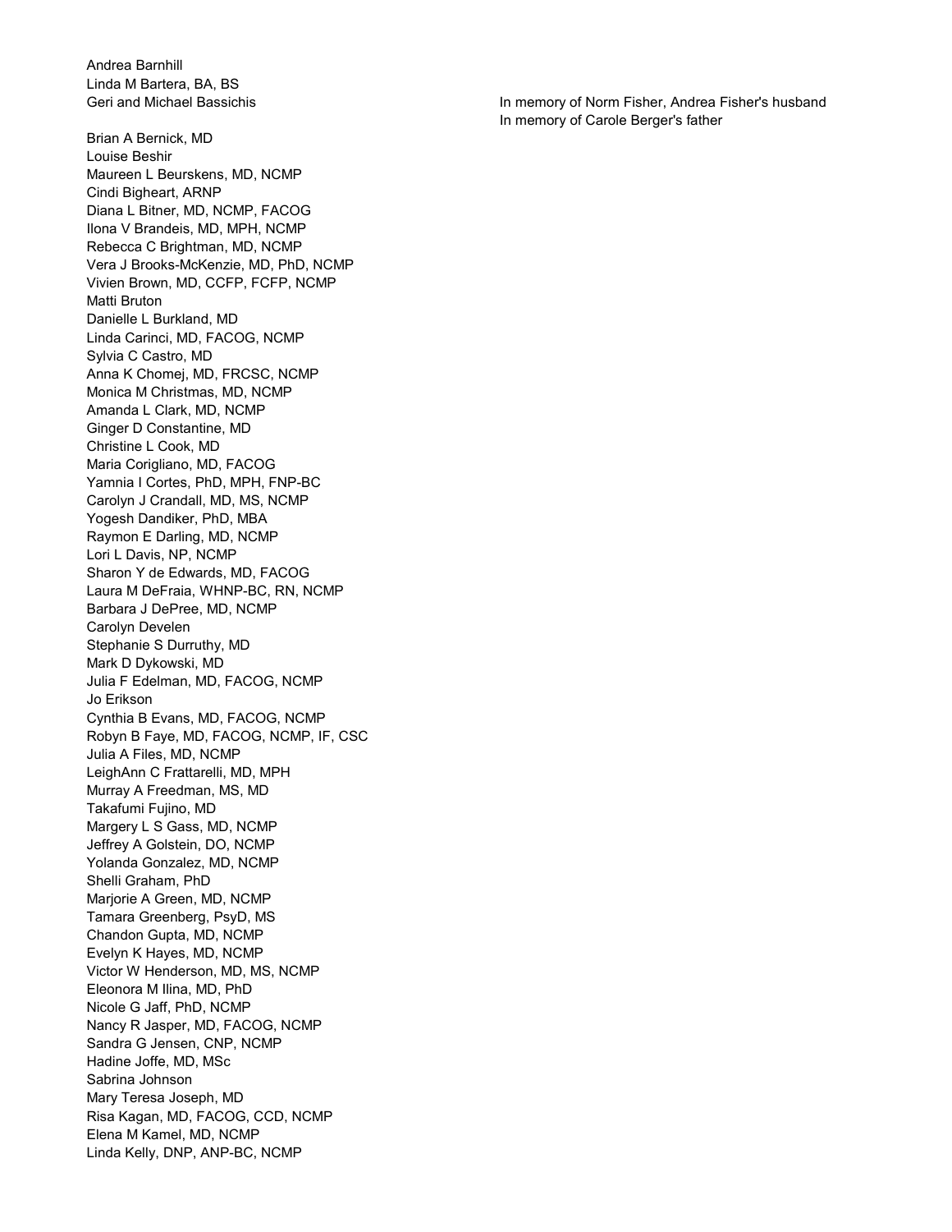Andrea Barnhill
Linda M Bartera, BA, BS
Geri and Michael Bassichis — In memory of Norm Fisher, Andrea Fisher's husband; In memory of Carole Berger's father

Brian A Bernick, MD
Louise Beshir
Maureen L Beurskens, MD, NCMP
Cindi Bigheart, ARNP
Diana L Bitner, MD, NCMP, FACOG
Ilona V Brandeis, MD, MPH, NCMP
Rebecca C Brightman, MD, NCMP
Vera J Brooks-McKenzie, MD, PhD, NCMP
Vivien Brown, MD, CCFP, FCFP, NCMP
Matti Bruton
Danielle L Burkland, MD
Linda Carinci, MD, FACOG, NCMP
Sylvia C Castro, MD
Anna K Chomej, MD, FRCSC, NCMP
Monica M Christmas, MD, NCMP
Amanda L Clark, MD, NCMP
Ginger D Constantine, MD
Christine L Cook, MD
Maria Corigliano, MD, FACOG
Yamnia I Cortes, PhD, MPH, FNP-BC
Carolyn J Crandall, MD, MS, NCMP
Yogesh Dandiker, PhD, MBA
Raymon E Darling, MD, NCMP
Lori L Davis, NP, NCMP
Sharon Y de Edwards, MD, FACOG
Laura M DeFraia, WHNP-BC, RN, NCMP
Barbara J DePree, MD, NCMP
Carolyn Develen
Stephanie S Durruthy, MD
Mark D Dykowski, MD
Julia F Edelman, MD, FACOG, NCMP
Jo Erikson
Cynthia B Evans, MD, FACOG, NCMP
Robyn B Faye, MD, FACOG, NCMP, IF, CSC
Julia A Files, MD, NCMP
LeighAnn C Frattarelli, MD, MPH
Murray A Freedman, MS, MD
Takafumi Fujino, MD
Margery L S Gass, MD, NCMP
Jeffrey A Golstein, DO, NCMP
Yolanda Gonzalez, MD, NCMP
Shelli Graham, PhD
Marjorie A Green, MD, NCMP
Tamara Greenberg, PsyD, MS
Chandon Gupta, MD, NCMP
Evelyn K Hayes, MD, NCMP
Victor W Henderson, MD, MS, NCMP
Eleonora M Ilina, MD, PhD
Nicole G Jaff, PhD, NCMP
Nancy R Jasper, MD, FACOG, NCMP
Sandra G Jensen, CNP, NCMP
Hadine Joffe, MD, MSc
Sabrina Johnson
Mary Teresa Joseph, MD
Risa Kagan, MD, FACOG, CCD, NCMP
Elena M Kamel, MD, NCMP
Linda Kelly, DNP, ANP-BC, NCMP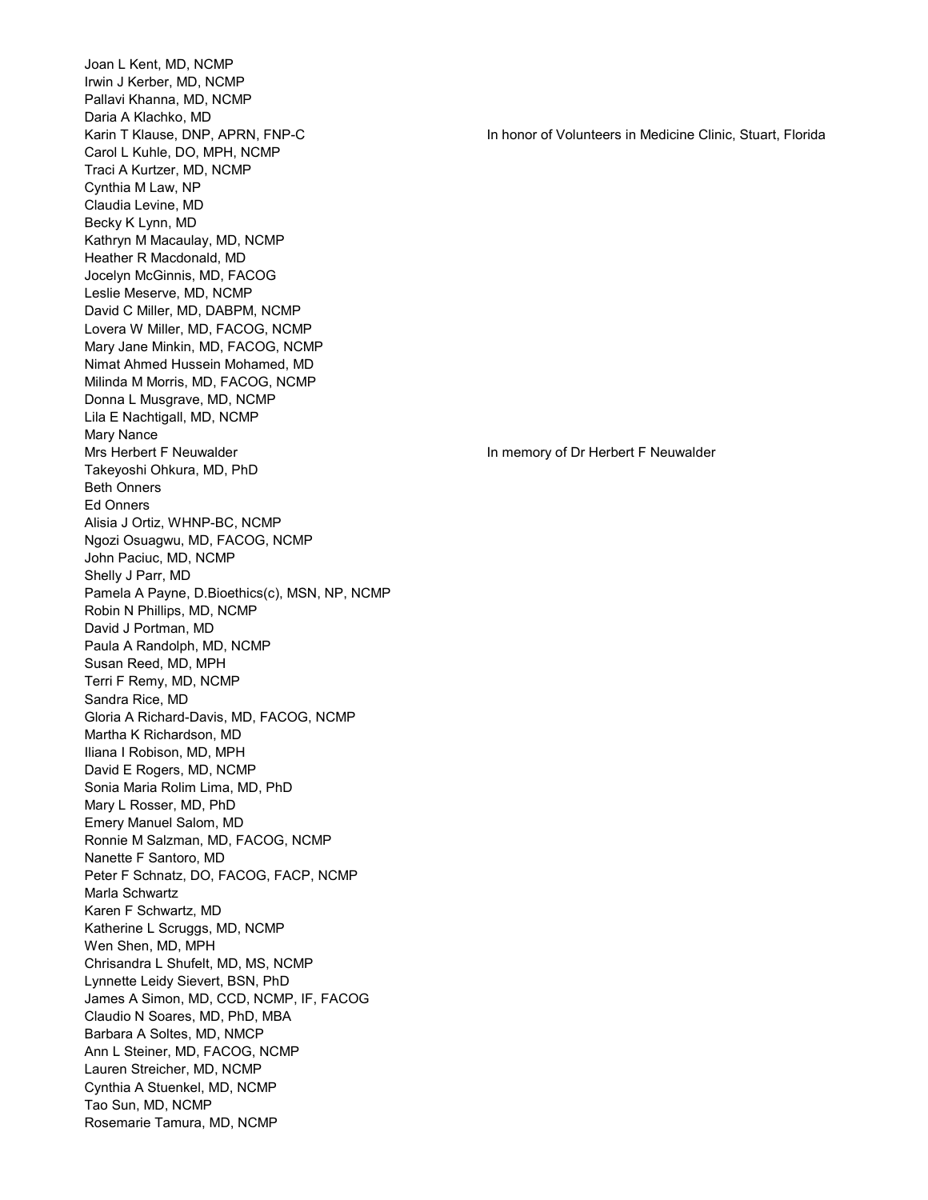Joan L Kent, MD, NCMP
Irwin J Kerber, MD, NCMP
Pallavi Khanna, MD, NCMP
Daria A Klachko, MD
Karin T Klause, DNP, APRN, FNP-C — In honor of Volunteers in Medicine Clinic, Stuart, Florida
Carol L Kuhle, DO, MPH, NCMP
Traci A Kurtzer, MD, NCMP
Cynthia M Law, NP
Claudia Levine, MD
Becky K Lynn, MD
Kathryn M Macaulay, MD, NCMP
Heather R Macdonald, MD
Jocelyn McGinnis, MD, FACOG
Leslie Meserve, MD, NCMP
David C Miller, MD, DABPM, NCMP
Lovera W Miller, MD, FACOG, NCMP
Mary Jane Minkin, MD, FACOG, NCMP
Nimat Ahmed Hussein Mohamed, MD
Milinda M Morris, MD, FACOG, NCMP
Donna L Musgrave, MD, NCMP
Lila E Nachtigall, MD, NCMP
Mary Nance
Mrs Herbert F Neuwalder — In memory of Dr Herbert F Neuwalder
Takeyoshi Ohkura, MD, PhD
Beth Onners
Ed Onners
Alisia J Ortiz, WHNP-BC, NCMP
Ngozi Osuagwu, MD, FACOG, NCMP
John Paciuc, MD, NCMP
Shelly J Parr, MD
Pamela A Payne, D.Bioethics(c), MSN, NP, NCMP
Robin N Phillips, MD, NCMP
David J Portman, MD
Paula A Randolph, MD, NCMP
Susan Reed, MD, MPH
Terri F Remy, MD, NCMP
Sandra Rice, MD
Gloria A Richard-Davis, MD, FACOG, NCMP
Martha K Richardson, MD
Iliana I Robison, MD, MPH
David E Rogers, MD, NCMP
Sonia Maria Rolim Lima, MD, PhD
Mary L Rosser, MD, PhD
Emery Manuel Salom, MD
Ronnie M Salzman, MD, FACOG, NCMP
Nanette F Santoro, MD
Peter F Schnatz, DO, FACOG, FACP, NCMP
Marla Schwartz
Karen F Schwartz, MD
Katherine L Scruggs, MD, NCMP
Wen Shen, MD, MPH
Chrisandra L Shufelt, MD, MS, NCMP
Lynnette Leidy Sievert, BSN, PhD
James A Simon, MD, CCD, NCMP, IF, FACOG
Claudio N Soares, MD, PhD, MBA
Barbara A Soltes, MD, NMCP
Ann L Steiner, MD, FACOG, NCMP
Lauren Streicher, MD, NCMP
Cynthia A Stuenkel, MD, NCMP
Tao Sun, MD, NCMP
Rosemarie Tamura, MD, NCMP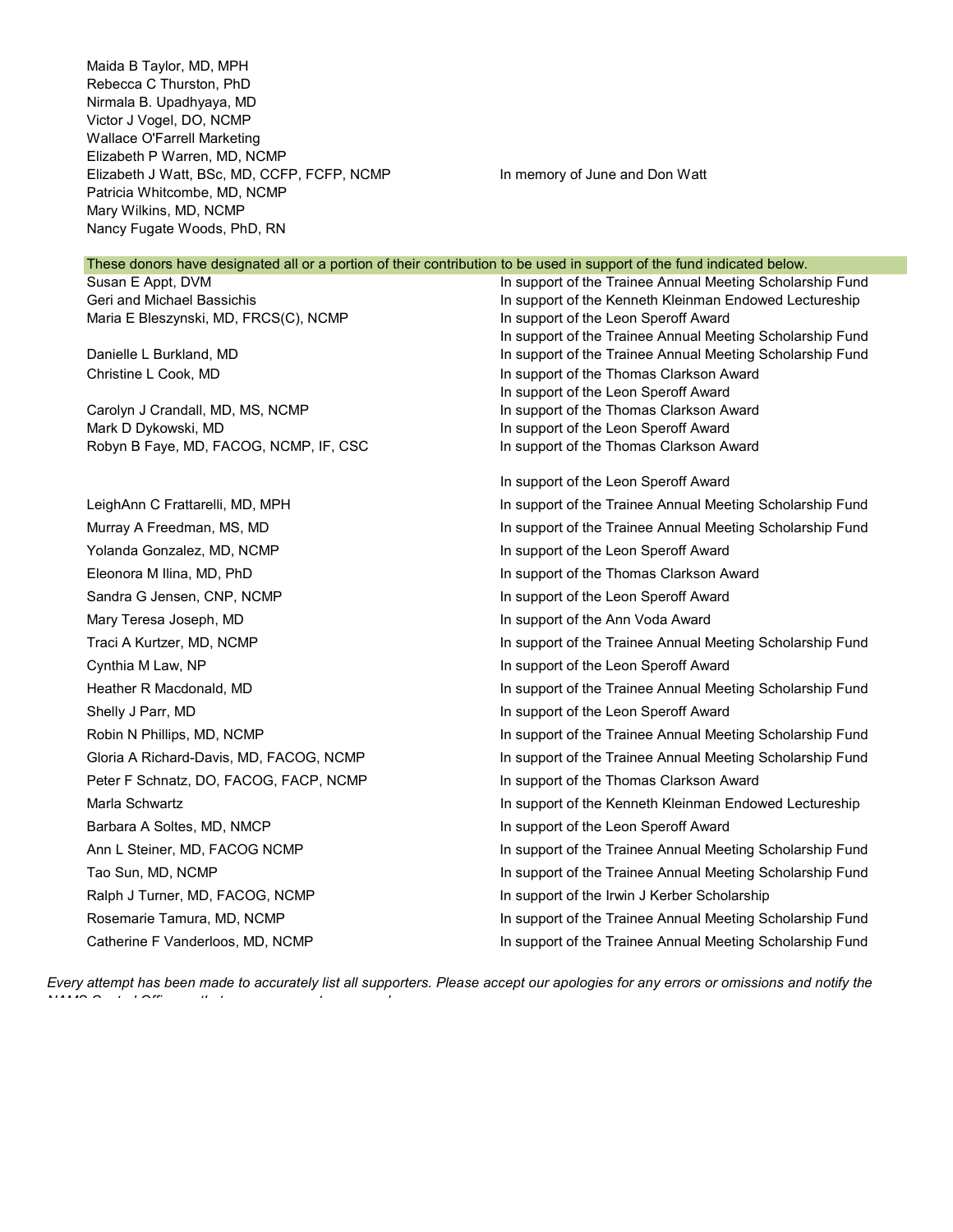Maida B Taylor, MD, MPH
Rebecca C Thurston, PhD
Nirmala B. Upadhyaya, MD
Victor J Vogel, DO, NCMP
Wallace O'Farrell Marketing
Elizabeth P Warren, MD, NCMP
Elizabeth J Watt, BSc, MD, CCFP, FCFP, NCMP — In memory of June and Don Watt
Patricia Whitcombe, MD, NCMP
Mary Wilkins, MD, NCMP
Nancy Fugate Woods, PhD, RN

These donors have designated all or a portion of their contribution to be used in support of the fund indicated below.

| | |
|---|---|
| Susan E Appt, DVM | In support of the Trainee Annual Meeting Scholarship Fund |
| Geri and Michael Bassichis | In support of the Kenneth Kleinman Endowed Lectureship |
| Maria E Bleszynski, MD, FRCS(C), NCMP | In support of the Leon Speroff Award |
| | In support of the Trainee Annual Meeting Scholarship Fund |
| Danielle L Burkland, MD | In support of the Trainee Annual Meeting Scholarship Fund |
| Christine L Cook, MD | In support of the Thomas Clarkson Award |
| | In support of the Leon Speroff Award |
| Carolyn J Crandall, MD, MS, NCMP | In support of the Thomas Clarkson Award |
| Mark D Dykowski, MD | In support of the Leon Speroff Award |
| Robyn B Faye, MD, FACOG, NCMP, IF, CSC | In support of the Thomas Clarkson Award |
| | In support of the Leon Speroff Award |
| LeighAnn C Frattarelli, MD, MPH | In support of the Trainee Annual Meeting Scholarship Fund |
| Murray A Freedman, MS, MD | In support of the Trainee Annual Meeting Scholarship Fund |
| Yolanda Gonzalez, MD, NCMP | In support of the Leon Speroff Award |
| Eleonora M Ilina, MD, PhD | In support of the Thomas Clarkson Award |
| Sandra G Jensen, CNP, NCMP | In support of the Leon Speroff Award |
| Mary Teresa Joseph, MD | In support of the Ann Voda Award |
| Traci A Kurtzer, MD, NCMP | In support of the Trainee Annual Meeting Scholarship Fund |
| Cynthia M Law, NP | In support of the Leon Speroff Award |
| Heather R Macdonald, MD | In support of the Trainee Annual Meeting Scholarship Fund |
| Shelly J Parr, MD | In support of the Leon Speroff Award |
| Robin N Phillips, MD, NCMP | In support of the Trainee Annual Meeting Scholarship Fund |
| Gloria A Richard-Davis, MD, FACOG, NCMP | In support of the Trainee Annual Meeting Scholarship Fund |
| Peter F Schnatz, DO, FACOG, FACP, NCMP | In support of the Thomas Clarkson Award |
| Marla Schwartz | In support of the Kenneth Kleinman Endowed Lectureship |
| Barbara A Soltes, MD, NMCP | In support of the Leon Speroff Award |
| Ann L Steiner, MD, FACOG NCMP | In support of the Trainee Annual Meeting Scholarship Fund |
| Tao Sun, MD, NCMP | In support of the Trainee Annual Meeting Scholarship Fund |
| Ralph J Turner, MD, FACOG, NCMP | In support of the Irwin J Kerber Scholarship |
| Rosemarie Tamura, MD, NCMP | In support of the Trainee Annual Meeting Scholarship Fund |
| Catherine F Vanderloos, MD, NCMP | In support of the Trainee Annual Meeting Scholarship Fund |

*Every attempt has been made to accurately list all supporters. Please accept our apologies for any errors or omissions and notify the NAMS Central Office so that we may correct our records.*